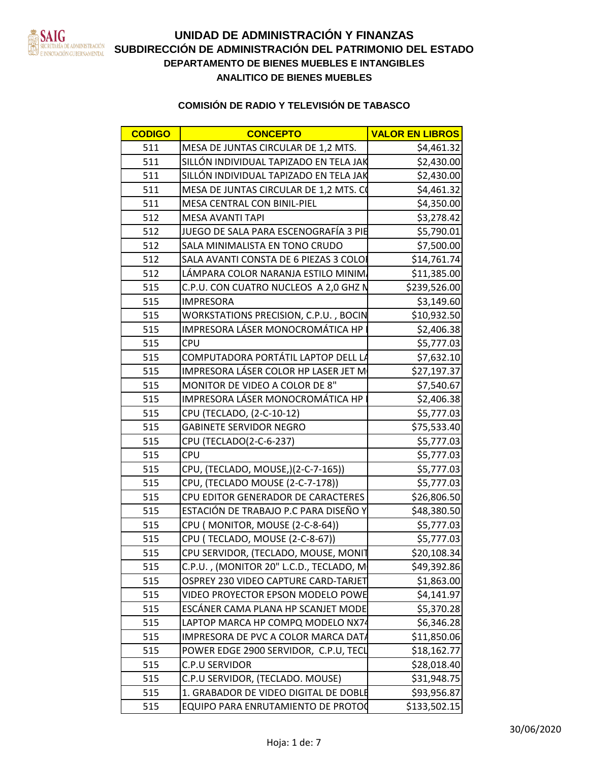# UNIDAD DE ADMINISTRACIÓN Y FINANZAS

## SUBDIRECCIÓN DE ADMINISTRACIÓN DEL PATRIMONIO DEL ESTADO

### DEPARTAMENTO DE BIENES MUEBLES E INTANGIBLES

### ANALITICO DE BIENES MUEBLES

### COMISIÓN DE RADIO Y TELEVISIÓN DE TABASCO

| CODIGO | CONCEPTO | VALOR EN LIBROS |
|---|---|---|
| 511 | MESA DE JUNTAS CIRCULAR DE 1,2 MTS. | $4,461.32 |
| 511 | SILLÓN INDIVIDUAL TAPIZADO EN TELA JAK | $2,430.00 |
| 511 | SILLÓN INDIVIDUAL TAPIZADO EN TELA JAK | $2,430.00 |
| 511 | MESA DE JUNTAS CIRCULAR DE 1,2 MTS. C | $4,461.32 |
| 511 | MESA CENTRAL CON BINIL-PIEL | $4,350.00 |
| 512 | MESA AVANTI TAPI | $3,278.42 |
| 512 | JUEGO DE SALA PARA ESCENOGRAFÍA 3 PIE | $5,790.01 |
| 512 | SALA MINIMALISTA EN TONO CRUDO | $7,500.00 |
| 512 | SALA AVANTI CONSTA DE 6 PIEZAS 3 COLO | $14,761.74 |
| 512 | LÁMPARA COLOR NARANJA ESTILO MINIM | $11,385.00 |
| 515 | C.P.U. CON CUATRO NUCLEOS A 2,0 GHZ N | $239,526.00 |
| 515 | IMPRESORA | $3,149.60 |
| 515 | WORKSTATIONS PRECISION, C.P.U. , BOCIN | $10,932.50 |
| 515 | IMPRESORA LÁSER MONOCROMÁTICA HP | $2,406.38 |
| 515 | CPU | $5,777.03 |
| 515 | COMPUTADORA PORTÁTIL LAPTOP DELL L | $7,632.10 |
| 515 | IMPRESORA LÁSER COLOR HP LASER JET M | $27,197.37 |
| 515 | MONITOR DE VIDEO A COLOR DE 8" | $7,540.67 |
| 515 | IMPRESORA LÁSER MONOCROMÁTICA HP | $2,406.38 |
| 515 | CPU (TECLADO, (2-C-10-12) | $5,777.03 |
| 515 | GABINETE SERVIDOR NEGRO | $75,533.40 |
| 515 | CPU (TECLADO(2-C-6-237) | $5,777.03 |
| 515 | CPU | $5,777.03 |
| 515 | CPU, (TECLADO, MOUSE,)(2-C-7-165)) | $5,777.03 |
| 515 | CPU, (TECLADO MOUSE (2-C-7-178)) | $5,777.03 |
| 515 | CPU EDITOR GENERADOR DE CARACTERES | $26,806.50 |
| 515 | ESTACIÓN DE TRABAJO P.C PARA DISEÑO Y | $48,380.50 |
| 515 | CPU ( MONITOR, MOUSE (2-C-8-64)) | $5,777.03 |
| 515 | CPU ( TECLADO, MOUSE (2-C-8-67)) | $5,777.03 |
| 515 | CPU SERVIDOR, (TECLADO, MOUSE, MONIT | $20,108.34 |
| 515 | C.P.U. , (MONITOR 20" L.C.D., TECLADO, M | $49,392.86 |
| 515 | OSPREY 230 VIDEO CAPTURE CARD-TARJET | $1,863.00 |
| 515 | VIDEO PROYECTOR EPSON MODELO POWE | $4,141.97 |
| 515 | ESCÁNER CAMA PLANA HP SCANJET MODE | $5,370.28 |
| 515 | LAPTOP MARCA HP COMPQ MODELO NX74 | $6,346.28 |
| 515 | IMPRESORA DE PVC A COLOR MARCA DATA | $11,850.06 |
| 515 | POWER EDGE 2900 SERVIDOR, C.P.U, TECL | $18,162.77 |
| 515 | C.P.U SERVIDOR | $28,018.40 |
| 515 | C.P.U SERVIDOR, (TECLADO. MOUSE) | $31,948.75 |
| 515 | 1. GRABADOR DE VIDEO DIGITAL DE DOBLE | $93,956.87 |
| 515 | EQUIPO PARA ENRUTAMIENTO DE PROTOC | $133,502.15 |

30/06/2020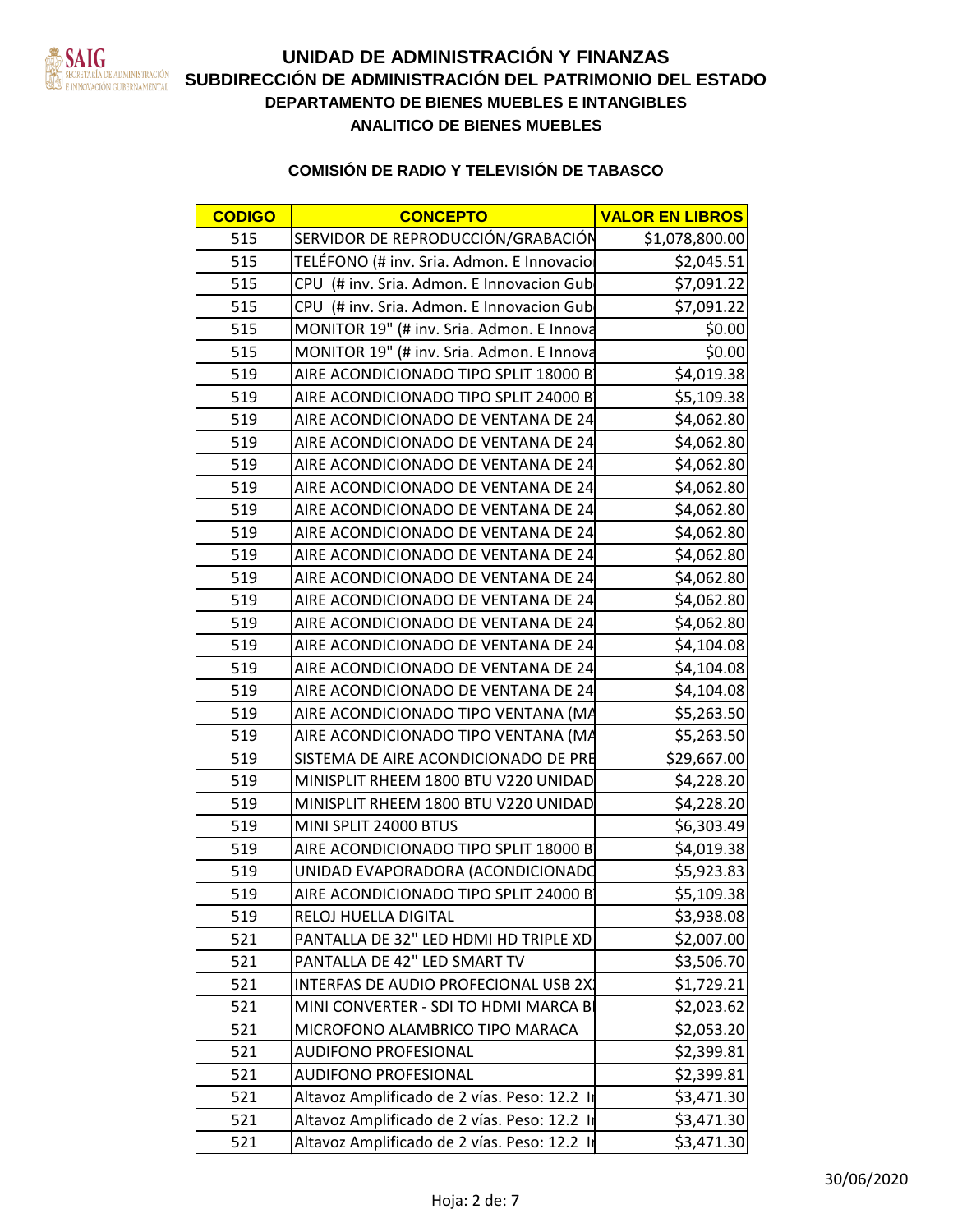# UNIDAD DE ADMINISTRACIÓN Y FINANZAS

## SUBDIRECCIÓN DE ADMINISTRACIÓN DEL PATRIMONIO DEL ESTADO

### DEPARTAMENTO DE BIENES MUEBLES E INTANGIBLES

### ANALITICO DE BIENES MUEBLES

### COMISIÓN DE RADIO Y TELEVISIÓN DE TABASCO

| CODIGO | CONCEPTO | VALOR EN LIBROS |
|---|---|---|
| 515 | SERVIDOR DE REPRODUCCIÓN/GRABACIÓN | $1,078,800.00 |
| 515 | TELÉFONO (# inv. Sria. Admon. E Innovacio | $2,045.51 |
| 515 | CPU (# inv. Sria. Admon. E Innovacion Gub | $7,091.22 |
| 515 | CPU (# inv. Sria. Admon. E Innovacion Gub | $7,091.22 |
| 515 | MONITOR 19" (# inv. Sria. Admon. E Innova | $0.00 |
| 515 | MONITOR 19" (# inv. Sria. Admon. E Innova | $0.00 |
| 519 | AIRE ACONDICIONADO TIPO SPLIT 18000 B | $4,019.38 |
| 519 | AIRE ACONDICIONADO TIPO SPLIT 24000 B | $5,109.38 |
| 519 | AIRE ACONDICIONADO DE VENTANA DE 24 | $4,062.80 |
| 519 | AIRE ACONDICIONADO DE VENTANA DE 24 | $4,062.80 |
| 519 | AIRE ACONDICIONADO DE VENTANA DE 24 | $4,062.80 |
| 519 | AIRE ACONDICIONADO DE VENTANA DE 24 | $4,062.80 |
| 519 | AIRE ACONDICIONADO DE VENTANA DE 24 | $4,062.80 |
| 519 | AIRE ACONDICIONADO DE VENTANA DE 24 | $4,062.80 |
| 519 | AIRE ACONDICIONADO DE VENTANA DE 24 | $4,062.80 |
| 519 | AIRE ACONDICIONADO DE VENTANA DE 24 | $4,062.80 |
| 519 | AIRE ACONDICIONADO DE VENTANA DE 24 | $4,062.80 |
| 519 | AIRE ACONDICIONADO DE VENTANA DE 24 | $4,062.80 |
| 519 | AIRE ACONDICIONADO DE VENTANA DE 24 | $4,104.08 |
| 519 | AIRE ACONDICIONADO DE VENTANA DE 24 | $4,104.08 |
| 519 | AIRE ACONDICIONADO DE VENTANA DE 24 | $4,104.08 |
| 519 | AIRE ACONDICIONADO TIPO VENTANA (MA | $5,263.50 |
| 519 | AIRE ACONDICIONADO TIPO VENTANA (MA | $5,263.50 |
| 519 | SISTEMA DE AIRE ACONDICIONADO DE PRE | $29,667.00 |
| 519 | MINISPLIT RHEEM 1800 BTU V220 UNIDAD | $4,228.20 |
| 519 | MINISPLIT RHEEM 1800 BTU V220 UNIDAD | $4,228.20 |
| 519 | MINI SPLIT 24000 BTUS | $6,303.49 |
| 519 | AIRE ACONDICIONADO TIPO SPLIT 18000 B | $4,019.38 |
| 519 | UNIDAD EVAPORADORA (ACONDICIONADO | $5,923.83 |
| 519 | AIRE ACONDICIONADO TIPO SPLIT 24000 B | $5,109.38 |
| 519 | RELOJ HUELLA DIGITAL | $3,938.08 |
| 521 | PANTALLA DE 32" LED HDMI HD TRIPLE XD | $2,007.00 |
| 521 | PANTALLA DE 42" LED SMART TV | $3,506.70 |
| 521 | INTERFAS DE AUDIO PROFECIONAL USB 2X | $1,729.21 |
| 521 | MINI CONVERTER - SDI TO HDMI MARCA B | $2,023.62 |
| 521 | MICROFONO ALAMBRICO TIPO MARACA | $2,053.20 |
| 521 | AUDIFONO PROFESIONAL | $2,399.81 |
| 521 | AUDIFONO PROFESIONAL | $2,399.81 |
| 521 | Altavoz Amplificado de 2 vías. Peso: 12.2 I | $3,471.30 |
| 521 | Altavoz Amplificado de 2 vías. Peso: 12.2 I | $3,471.30 |
| 521 | Altavoz Amplificado de 2 vías. Peso: 12.2 I | $3,471.30 |

30/06/2020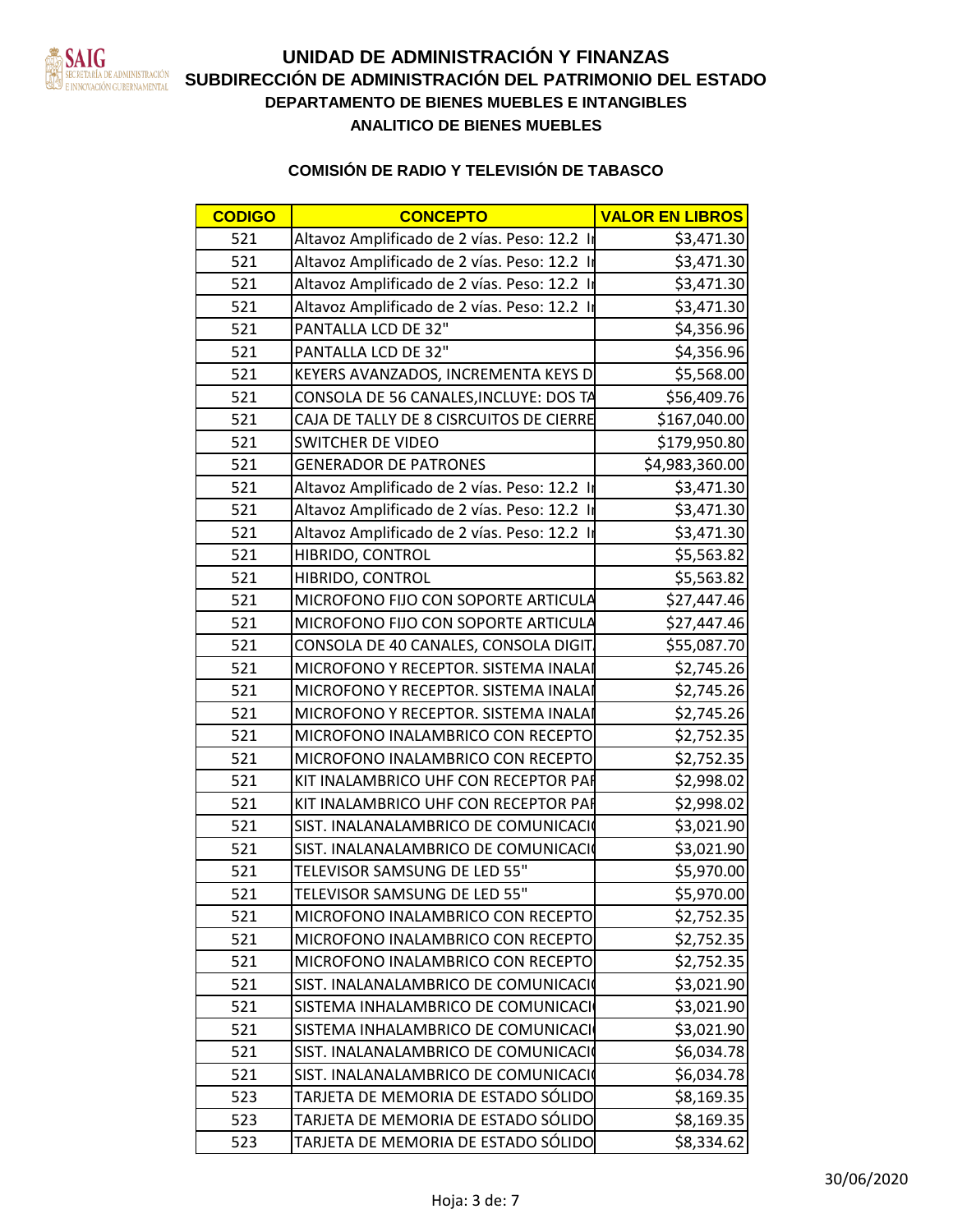# UNIDAD DE ADMINISTRACIÓN Y FINANZAS

## SUBDIRECCIÓN DE ADMINISTRACIÓN DEL PATRIMONIO DEL ESTADO

### DEPARTAMENTO DE BIENES MUEBLES E INTANGIBLES

### ANALITICO DE BIENES MUEBLES

### COMISIÓN DE RADIO Y TELEVISIÓN DE TABASCO

| CODIGO | CONCEPTO | VALOR EN LIBROS |
|---|---|---|
| 521 | Altavoz Amplificado de 2 vías. Peso: 12.2 In | $3,471.30 |
| 521 | Altavoz Amplificado de 2 vías. Peso: 12.2 In | $3,471.30 |
| 521 | Altavoz Amplificado de 2 vías. Peso: 12.2 In | $3,471.30 |
| 521 | Altavoz Amplificado de 2 vías. Peso: 12.2 In | $3,471.30 |
| 521 | PANTALLA LCD DE 32" | $4,356.96 |
| 521 | PANTALLA LCD DE 32" | $4,356.96 |
| 521 | KEYERS AVANZADOS, INCREMENTA KEYS D | $5,568.00 |
| 521 | CONSOLA DE 56 CANALES,INCLUYE: DOS TA | $56,409.76 |
| 521 | CAJA DE TALLY DE 8 CISRCUITOS DE CIERRE | $167,040.00 |
| 521 | SWITCHER DE VIDEO | $179,950.80 |
| 521 | GENERADOR DE PATRONES | $4,983,360.00 |
| 521 | Altavoz Amplificado de 2 vías. Peso: 12.2 In | $3,471.30 |
| 521 | Altavoz Amplificado de 2 vías. Peso: 12.2 In | $3,471.30 |
| 521 | Altavoz Amplificado de 2 vías. Peso: 12.2 In | $3,471.30 |
| 521 | HIBRIDO, CONTROL | $5,563.82 |
| 521 | HIBRIDO, CONTROL | $5,563.82 |
| 521 | MICROFONO FIJO CON SOPORTE ARTICULA | $27,447.46 |
| 521 | MICROFONO FIJO CON SOPORTE ARTICULA | $27,447.46 |
| 521 | CONSOLA DE 40 CANALES, CONSOLA DIGIT. | $55,087.70 |
| 521 | MICROFONO Y RECEPTOR. SISTEMA INALAI | $2,745.26 |
| 521 | MICROFONO Y RECEPTOR. SISTEMA INALAI | $2,745.26 |
| 521 | MICROFONO Y RECEPTOR. SISTEMA INALAI | $2,745.26 |
| 521 | MICROFONO INALAMBRICO CON RECEPTO | $2,752.35 |
| 521 | MICROFONO INALAMBRICO CON RECEPTO | $2,752.35 |
| 521 | KIT INALAMBRICO UHF CON RECEPTOR PAI | $2,998.02 |
| 521 | KIT INALAMBRICO UHF CON RECEPTOR PAI | $2,998.02 |
| 521 | SIST. INALANALAMBRICO DE COMUNICACI | $3,021.90 |
| 521 | SIST. INALANALAMBRICO DE COMUNICACI | $3,021.90 |
| 521 | TELEVISOR SAMSUNG DE LED 55" | $5,970.00 |
| 521 | TELEVISOR SAMSUNG DE LED 55" | $5,970.00 |
| 521 | MICROFONO INALAMBRICO CON RECEPTO | $2,752.35 |
| 521 | MICROFONO INALAMBRICO CON RECEPTO | $2,752.35 |
| 521 | MICROFONO INALAMBRICO CON RECEPTO | $2,752.35 |
| 521 | SIST. INALANALAMBRICO DE COMUNICACI | $3,021.90 |
| 521 | SISTEMA INHALAMBRICO DE COMUNICACI | $3,021.90 |
| 521 | SISTEMA INHALAMBRICO DE COMUNICACI | $3,021.90 |
| 521 | SIST. INALANALAMBRICO DE COMUNICACI | $6,034.78 |
| 521 | SIST. INALANALAMBRICO DE COMUNICACI | $6,034.78 |
| 523 | TARJETA DE MEMORIA DE ESTADO SÓLIDO | $8,169.35 |
| 523 | TARJETA DE MEMORIA DE ESTADO SÓLIDO | $8,169.35 |
| 523 | TARJETA DE MEMORIA DE ESTADO SÓLIDO | $8,334.62 |

30/06/2020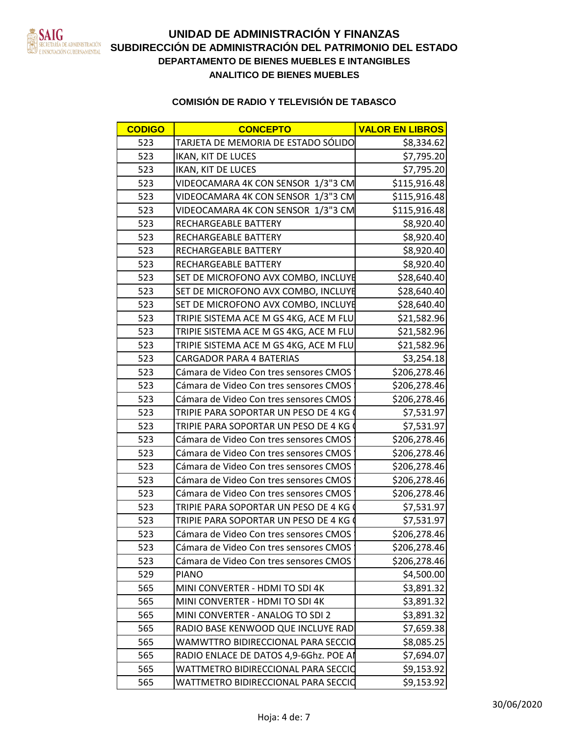# UNIDAD DE ADMINISTRACIÓN Y FINANZAS
## SUBDIRECCIÓN DE ADMINISTRACIÓN DEL PATRIMONIO DEL ESTADO
### DEPARTAMENTO DE BIENES MUEBLES E INTANGIBLES
### ANALITICO DE BIENES MUEBLES

### COMISIÓN DE RADIO Y TELEVISIÓN DE TABASCO

| CODIGO | CONCEPTO | VALOR EN LIBROS |
|---|---|---|
| 523 | TARJETA DE MEMORIA DE ESTADO SÓLIDO | $8,334.62 |
| 523 | IKAN, KIT DE LUCES | $7,795.20 |
| 523 | IKAN, KIT DE LUCES | $7,795.20 |
| 523 | VIDEOCAMARA 4K CON SENSOR 1/3"3 CM | $115,916.48 |
| 523 | VIDEOCAMARA 4K CON SENSOR 1/3"3 CM | $115,916.48 |
| 523 | VIDEOCAMARA 4K CON SENSOR 1/3"3 CM | $115,916.48 |
| 523 | RECHARGEABLE BATTERY | $8,920.40 |
| 523 | RECHARGEABLE BATTERY | $8,920.40 |
| 523 | RECHARGEABLE BATTERY | $8,920.40 |
| 523 | RECHARGEABLE BATTERY | $8,920.40 |
| 523 | SET DE MICROFONO AVX COMBO, INCLUYE | $28,640.40 |
| 523 | SET DE MICROFONO AVX COMBO, INCLUYE | $28,640.40 |
| 523 | SET DE MICROFONO AVX COMBO, INCLUYE | $28,640.40 |
| 523 | TRIPIE SISTEMA ACE M GS 4KG, ACE M FLU | $21,582.96 |
| 523 | TRIPIE SISTEMA ACE M GS 4KG, ACE M FLU | $21,582.96 |
| 523 | TRIPIE SISTEMA ACE M GS 4KG, ACE M FLU | $21,582.96 |
| 523 | CARGADOR PARA 4 BATERIAS | $3,254.18 |
| 523 | Cámara de Video Con tres sensores CMOS | $206,278.46 |
| 523 | Cámara de Video Con tres sensores CMOS | $206,278.46 |
| 523 | Cámara de Video Con tres sensores CMOS | $206,278.46 |
| 523 | TRIPIE PARA SOPORTAR UN PESO DE 4 KG | $7,531.97 |
| 523 | TRIPIE PARA SOPORTAR UN PESO DE 4 KG | $7,531.97 |
| 523 | Cámara de Video Con tres sensores CMOS | $206,278.46 |
| 523 | Cámara de Video Con tres sensores CMOS | $206,278.46 |
| 523 | Cámara de Video Con tres sensores CMOS | $206,278.46 |
| 523 | Cámara de Video Con tres sensores CMOS | $206,278.46 |
| 523 | Cámara de Video Con tres sensores CMOS | $206,278.46 |
| 523 | TRIPIE PARA SOPORTAR UN PESO DE 4 KG | $7,531.97 |
| 523 | TRIPIE PARA SOPORTAR UN PESO DE 4 KG | $7,531.97 |
| 523 | Cámara de Video Con tres sensores CMOS | $206,278.46 |
| 523 | Cámara de Video Con tres sensores CMOS | $206,278.46 |
| 523 | Cámara de Video Con tres sensores CMOS | $206,278.46 |
| 529 | PIANO | $4,500.00 |
| 565 | MINI CONVERTER - HDMI TO SDI 4K | $3,891.32 |
| 565 | MINI CONVERTER - HDMI TO SDI 4K | $3,891.32 |
| 565 | MINI CONVERTER - ANALOG TO SDI 2 | $3,891.32 |
| 565 | RADIO BASE KENWOOD QUE INCLUYE RAD | $7,659.38 |
| 565 | WAMWTTRO BIDIRECCIONAL PARA SECCIO | $8,085.25 |
| 565 | RADIO ENLACE DE DATOS 4,9-6Ghz. POE AI | $7,694.07 |
| 565 | WATTMETRO BIDIRECCIONAL PARA SECCIO | $9,153.92 |
| 565 | WATTMETRO BIDIRECCIONAL PARA SECCIO | $9,153.92 |

30/06/2020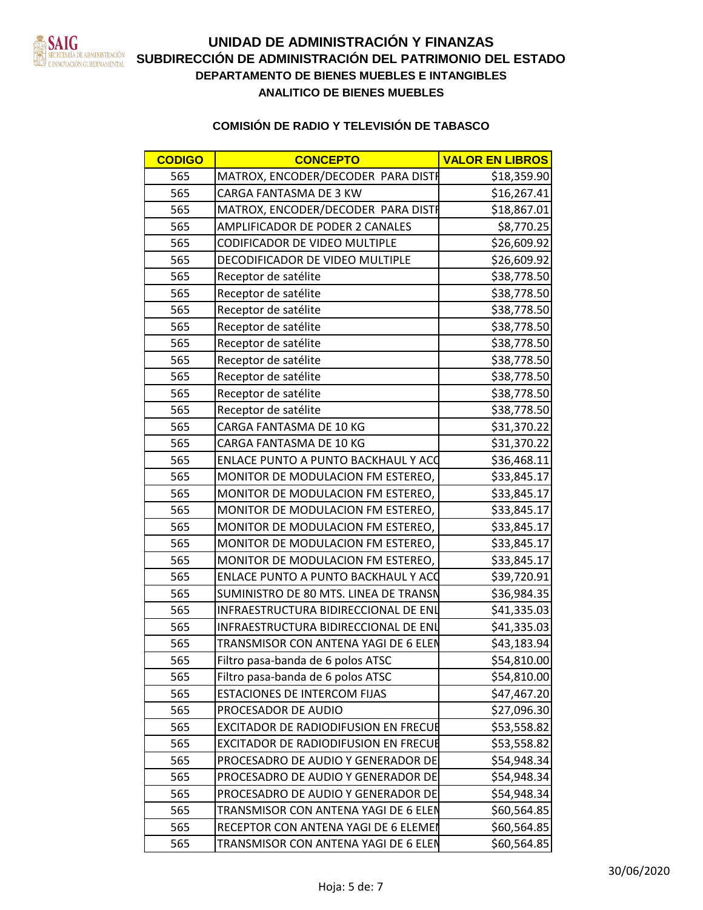# UNIDAD DE ADMINISTRACIÓN Y FINANZAS
## SUBDIRECCIÓN DE ADMINISTRACIÓN DEL PATRIMONIO DEL ESTADO
### DEPARTAMENTO DE BIENES MUEBLES E INTANGIBLES
### ANALITICO DE BIENES MUEBLES

**COMISIÓN DE RADIO Y TELEVISIÓN DE TABASCO**

| CODIGO | CONCEPTO | VALOR EN LIBROS |
|---|---|---|
| 565 | MATROX, ENCODER/DECODER PARA DISTR | $18,359.90 |
| 565 | CARGA FANTASMA DE 3 KW | $16,267.41 |
| 565 | MATROX, ENCODER/DECODER PARA DISTR | $18,867.01 |
| 565 | AMPLIFICADOR DE PODER 2 CANALES | $8,770.25 |
| 565 | CODIFICADOR DE VIDEO MULTIPLE | $26,609.92 |
| 565 | DECODIFICADOR DE VIDEO MULTIPLE | $26,609.92 |
| 565 | Receptor de satélite | $38,778.50 |
| 565 | Receptor de satélite | $38,778.50 |
| 565 | Receptor de satélite | $38,778.50 |
| 565 | Receptor de satélite | $38,778.50 |
| 565 | Receptor de satélite | $38,778.50 |
| 565 | Receptor de satélite | $38,778.50 |
| 565 | Receptor de satélite | $38,778.50 |
| 565 | Receptor de satélite | $38,778.50 |
| 565 | Receptor de satélite | $38,778.50 |
| 565 | CARGA FANTASMA DE 10 KG | $31,370.22 |
| 565 | CARGA FANTASMA DE 10 KG | $31,370.22 |
| 565 | ENLACE PUNTO A PUNTO BACKHAUL Y ACC | $36,468.11 |
| 565 | MONITOR DE MODULACION FM ESTEREO, | $33,845.17 |
| 565 | MONITOR DE MODULACION FM ESTEREO, | $33,845.17 |
| 565 | MONITOR DE MODULACION FM ESTEREO, | $33,845.17 |
| 565 | MONITOR DE MODULACION FM ESTEREO, | $33,845.17 |
| 565 | MONITOR DE MODULACION FM ESTEREO, | $33,845.17 |
| 565 | MONITOR DE MODULACION FM ESTEREO, | $33,845.17 |
| 565 | ENLACE PUNTO A PUNTO BACKHAUL Y ACC | $39,720.91 |
| 565 | SUMINISTRO DE 80 MTS. LINEA DE TRANSM | $36,984.35 |
| 565 | INFRAESTRUCTURA BIDIRECCIONAL DE ENL | $41,335.03 |
| 565 | INFRAESTRUCTURA BIDIRECCIONAL DE ENL | $41,335.03 |
| 565 | TRANSMISOR CON ANTENA YAGI DE 6 ELEM | $43,183.94 |
| 565 | Filtro pasa-banda de 6 polos ATSC | $54,810.00 |
| 565 | Filtro pasa-banda de 6 polos ATSC | $54,810.00 |
| 565 | ESTACIONES DE INTERCOM FIJAS | $47,467.20 |
| 565 | PROCESADOR DE AUDIO | $27,096.30 |
| 565 | EXCITADOR DE RADIODIFUSION EN FRECUE | $53,558.82 |
| 565 | EXCITADOR DE RADIODIFUSION EN FRECUE | $53,558.82 |
| 565 | PROCESADRO DE AUDIO Y GENERADOR DE | $54,948.34 |
| 565 | PROCESADRO DE AUDIO Y GENERADOR DE | $54,948.34 |
| 565 | PROCESADRO DE AUDIO Y GENERADOR DE | $54,948.34 |
| 565 | TRANSMISOR CON ANTENA YAGI DE 6 ELEM | $60,564.85 |
| 565 | RECEPTOR CON ANTENA YAGI DE 6 ELEMEN | $60,564.85 |
| 565 | TRANSMISOR CON ANTENA YAGI DE 6 ELEM | $60,564.85 |

30/06/2020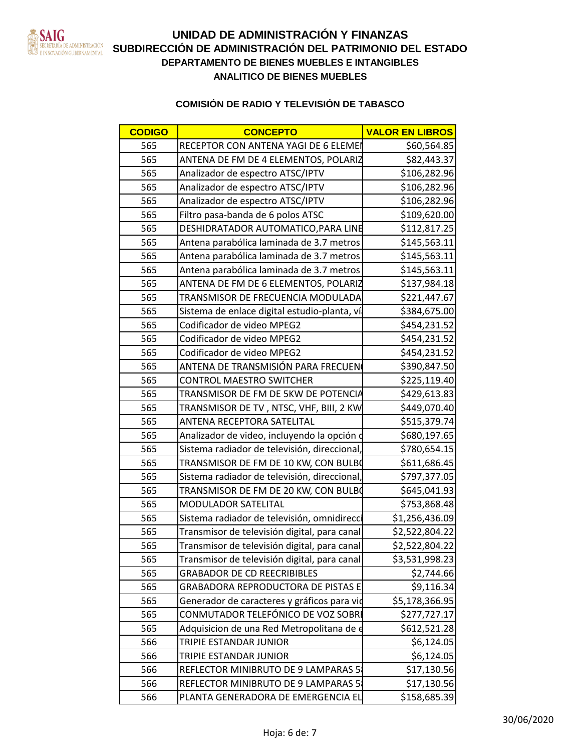# UNIDAD DE ADMINISTRACIÓN Y FINANZAS
## SUBDIRECCIÓN DE ADMINISTRACIÓN DEL PATRIMONIO DEL ESTADO
### DEPARTAMENTO DE BIENES MUEBLES E INTANGIBLES
### ANALITICO DE BIENES MUEBLES

**COMISIÓN DE RADIO Y TELEVISIÓN DE TABASCO**

| CODIGO | CONCEPTO | VALOR EN LIBROS |
|---|---|---|
| 565 | RECEPTOR CON ANTENA YAGI DE 6 ELEMEN | $60,564.85 |
| 565 | ANTENA DE FM DE 4 ELEMENTOS, POLARIZ | $82,443.37 |
| 565 | Analizador de espectro ATSC/IPTV | $106,282.96 |
| 565 | Analizador de espectro ATSC/IPTV | $106,282.96 |
| 565 | Analizador de espectro ATSC/IPTV | $106,282.96 |
| 565 | Filtro pasa-banda de 6 polos ATSC | $109,620.00 |
| 565 | DESHIDRATADOR AUTOMATICO,PARA LINE | $112,817.25 |
| 565 | Antena parabólica laminada de 3.7 metros | $145,563.11 |
| 565 | Antena parabólica laminada de 3.7 metros | $145,563.11 |
| 565 | Antena parabólica laminada de 3.7 metros | $145,563.11 |
| 565 | ANTENA DE FM DE 6 ELEMENTOS, POLARIZ | $137,984.18 |
| 565 | TRANSMISOR DE FRECUENCIA MODULADA | $221,447.67 |
| 565 | Sistema de enlace digital estudio-planta, ví | $384,675.00 |
| 565 | Codificador de video MPEG2 | $454,231.52 |
| 565 | Codificador de video MPEG2 | $454,231.52 |
| 565 | Codificador de video MPEG2 | $454,231.52 |
| 565 | ANTENA DE TRANSMISIÓN PARA FRECUEN | $390,847.50 |
| 565 | CONTROL MAESTRO SWITCHER | $225,119.40 |
| 565 | TRANSMISOR DE FM DE 5KW DE POTENCIA | $429,613.83 |
| 565 | TRANSMISOR DE TV , NTSC, VHF, BIII, 2 KW | $449,070.40 |
| 565 | ANTENA RECEPTORA SATELITAL | $515,379.74 |
| 565 | Analizador de video, incluyendo la opción d | $680,197.65 |
| 565 | Sistema radiador de televisión, direccional, | $780,654.15 |
| 565 | TRANSMISOR DE FM DE 10 KW, CON BULBO | $611,686.45 |
| 565 | Sistema radiador de televisión, direccional, | $797,377.05 |
| 565 | TRANSMISOR DE FM DE 20 KW, CON BULBO | $645,041.93 |
| 565 | MODULADOR SATELITAL | $753,868.48 |
| 565 | Sistema radiador de televisión, omnidirecci | $1,256,436.09 |
| 565 | Transmisor de televisión digital, para canal | $2,522,804.22 |
| 565 | Transmisor de televisión digital, para canal | $2,522,804.22 |
| 565 | Transmisor de televisión digital, para canal | $3,531,998.23 |
| 565 | GRABADOR DE CD REECRIBIBLES | $2,744.66 |
| 565 | GRABADORA REPRODUCTORA DE PISTAS E | $9,116.34 |
| 565 | Generador de caracteres y gráficos para vid | $5,178,366.95 |
| 565 | CONMUTADOR TELEFÓNICO DE VOZ SOBRE | $277,727.17 |
| 565 | Adquisicion de una Red Metropolitana de e | $612,521.28 |
| 566 | TRIPIE ESTANDAR JUNIOR | $6,124.05 |
| 566 | TRIPIE ESTANDAR JUNIOR | $6,124.05 |
| 566 | REFLECTOR MINIBRUTO DE 9 LAMPARAS 5 | $17,130.56 |
| 566 | REFLECTOR MINIBRUTO DE 9 LAMPARAS 5 | $17,130.56 |
| 566 | PLANTA GENERADORA DE EMERGENCIA EL | $158,685.39 |

30/06/2020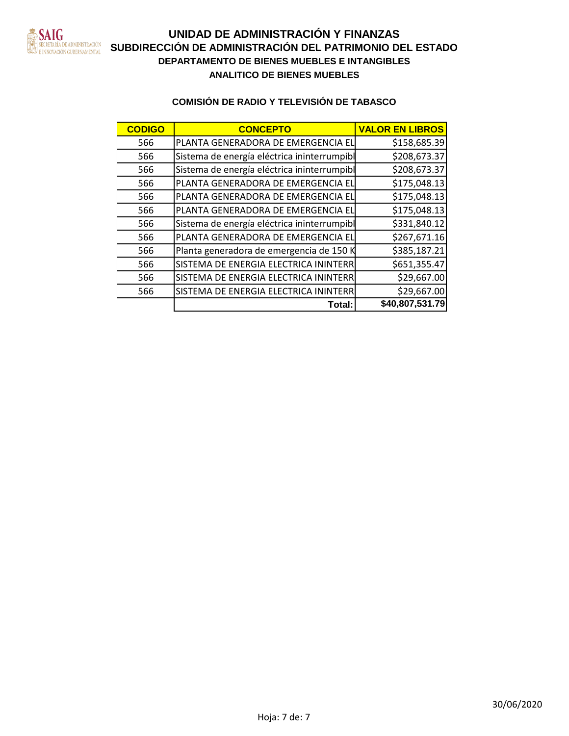# UNIDAD DE ADMINISTRACIÓN Y FINANZAS

## SUBDIRECCIÓN DE ADMINISTRACIÓN DEL PATRIMONIO DEL ESTADO

### DEPARTAMENTO DE BIENES MUEBLES E INTANGIBLES

### ANALITICO DE BIENES MUEBLES

**COMISIÓN DE RADIO Y TELEVISIÓN DE TABASCO**

| CODIGO | CONCEPTO | VALOR EN LIBROS |
|---|---|---|
| 566 | PLANTA GENERADORA DE EMERGENCIA EL | $158,685.39 |
| 566 | Sistema de energía eléctrica ininterrumpibl | $208,673.37 |
| 566 | Sistema de energía eléctrica ininterrumpibl | $208,673.37 |
| 566 | PLANTA GENERADORA DE EMERGENCIA EL | $175,048.13 |
| 566 | PLANTA GENERADORA DE EMERGENCIA EL | $175,048.13 |
| 566 | PLANTA GENERADORA DE EMERGENCIA EL | $175,048.13 |
| 566 | Sistema de energía eléctrica ininterrumpibl | $331,840.12 |
| 566 | PLANTA GENERADORA DE EMERGENCIA EL | $267,671.16 |
| 566 | Planta generadora de emergencia de 150 K | $385,187.21 |
| 566 | SISTEMA DE ENERGIA ELECTRICA ININTERR | $651,355.47 |
| 566 | SISTEMA DE ENERGIA ELECTRICA ININTERR | $29,667.00 |
| 566 | SISTEMA DE ENERGIA ELECTRICA ININTERR | $29,667.00 |
| | **Total:** | **$40,807,531.79** |

30/06/2020